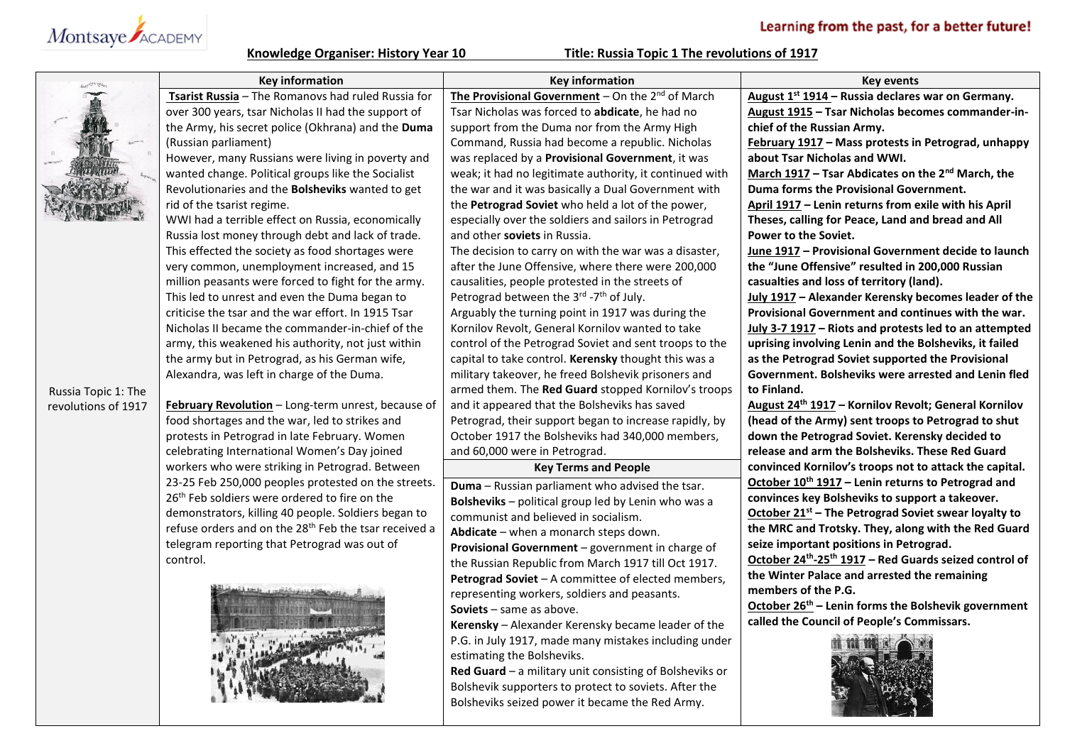Montsaye ACADEMY

Learning from the past, for a better future!

**Knowledge Organiser: History Year 10** **Title: Russia Topic 1 The revolutions of 1917**

Russia Topic 1: The revolutions of 1917

## Key information

**Tsarist Russia** – The Romanovs had ruled Russia for over 300 years, tsar Nicholas II had the support of the Army, his secret police (Okhrana) and the **Duma** (Russian parliament)

However, many Russians were living in poverty and wanted change. Political groups like the Socialist Revolutionaries and the **Bolsheviks** wanted to get rid of the tsarist regime.

WWI had a terrible effect on Russia, economically Russia lost money through debt and lack of trade. This effected the society as food shortages were very common, unemployment increased, and 15 million peasants were forced to fight for the army. This led to unrest and even the Duma began to criticise the tsar and the war effort. In 1915 Tsar Nicholas II became the commander-in-chief of the army, this weakened his authority, not just within the army but in Petrograd, as his German wife, Alexandra, was left in charge of the Duma.

**February Revolution** – Long-term unrest, because of food shortages and the war, led to strikes and protests in Petrograd in late February. Women celebrating International Women's Day joined workers who were striking in Petrograd. Between 23-25 Feb 250,000 peoples protested on the streets. 26th Feb soldiers were ordered to fire on the demonstrators, killing 40 people. Soldiers began to refuse orders and on the 28th Feb the tsar received a telegram reporting that Petrograd was out of control.

## Key information

**The Provisional Government** – On the 2nd of March Tsar Nicholas was forced to **abdicate**, he had no support from the Duma nor from the Army High Command, Russia had become a republic. Nicholas was replaced by a **Provisional Government**, it was weak; it had no legitimate authority, it continued with the war and it was basically a Dual Government with the **Petrograd Soviet** who held a lot of the power, especially over the soldiers and sailors in Petrograd and other **soviets** in Russia.

The decision to carry on with the war was a disaster, after the June Offensive, where there were 200,000 casualities, people protested in the streets of Petrograd between the 3rd -7th of July.

Arguably the turning point in 1917 was during the Kornilov Revolt, General Kornilov wanted to take control of the Petrograd Soviet and sent troops to the capital to take control. **Kerensky** thought this was a military takeover, he freed Bolshevik prisoners and armed them. The **Red Guard** stopped Kornilov's troops and it appeared that the Bolsheviks has saved Petrograd, their support began to increase rapidly, by October 1917 the Bolsheviks had 340,000 members, and 60,000 were in Petrograd.

## Key Terms and People

**Duma** – Russian parliament who advised the tsar.

**Bolsheviks** – political group led by Lenin who was a communist and believed in socialism.

**Abdicate** – when a monarch steps down.

**Provisional Government** – government in charge of the Russian Republic from March 1917 till Oct 1917.

**Petrograd Soviet** – A committee of elected members, representing workers, soldiers and peasants.

**Soviets** – same as above.

**Kerensky** – Alexander Kerensky became leader of the P.G. in July 1917, made many mistakes including under estimating the Bolsheviks.

**Red Guard** – a military unit consisting of Bolsheviks or Bolshevik supporters to protect to soviets. After the Bolsheviks seized power it became the Red Army.

## Key events

**August 1st 1914 – Russia declares war on Germany.**

**August 1915 – Tsar Nicholas becomes commander-in-chief of the Russian Army.**

**February 1917 – Mass protests in Petrograd, unhappy about Tsar Nicholas and WWI.**

**March 1917 – Tsar Abdicates on the 2nd March, the Duma forms the Provisional Government.**

**April 1917 – Lenin returns from exile with his April Theses, calling for Peace, Land and bread and All Power to the Soviet.**

**June 1917 – Provisional Government decide to launch the "June Offensive" resulted in 200,000 Russian casualties and loss of territory (land).**

**July 1917 – Alexander Kerensky becomes leader of the Provisional Government and continues with the war.**

**July 3-7 1917 – Riots and protests led to an attempted uprising involving Lenin and the Bolsheviks, it failed as the Petrograd Soviet supported the Provisional Government. Bolsheviks were arrested and Lenin fled to Finland.**

**August 24th 1917 – Kornilov Revolt; General Kornilov (head of the Army) sent troops to Petrograd to shut down the Petrograd Soviet. Kerensky decided to release and arm the Bolsheviks. These Red Guard convinced Kornilov's troops not to attack the capital.**

**October 10th 1917 – Lenin returns to Petrograd and convinces key Bolsheviks to support a takeover.**

**October 21st – The Petrograd Soviet swear loyalty to the MRC and Trotsky. They, along with the Red Guard seize important positions in Petrograd.**

**October 24th-25th 1917 – Red Guards seized control of the Winter Palace and arrested the remaining members of the P.G.**

**October 26th – Lenin forms the Bolshevik government called the Council of People's Commissars.**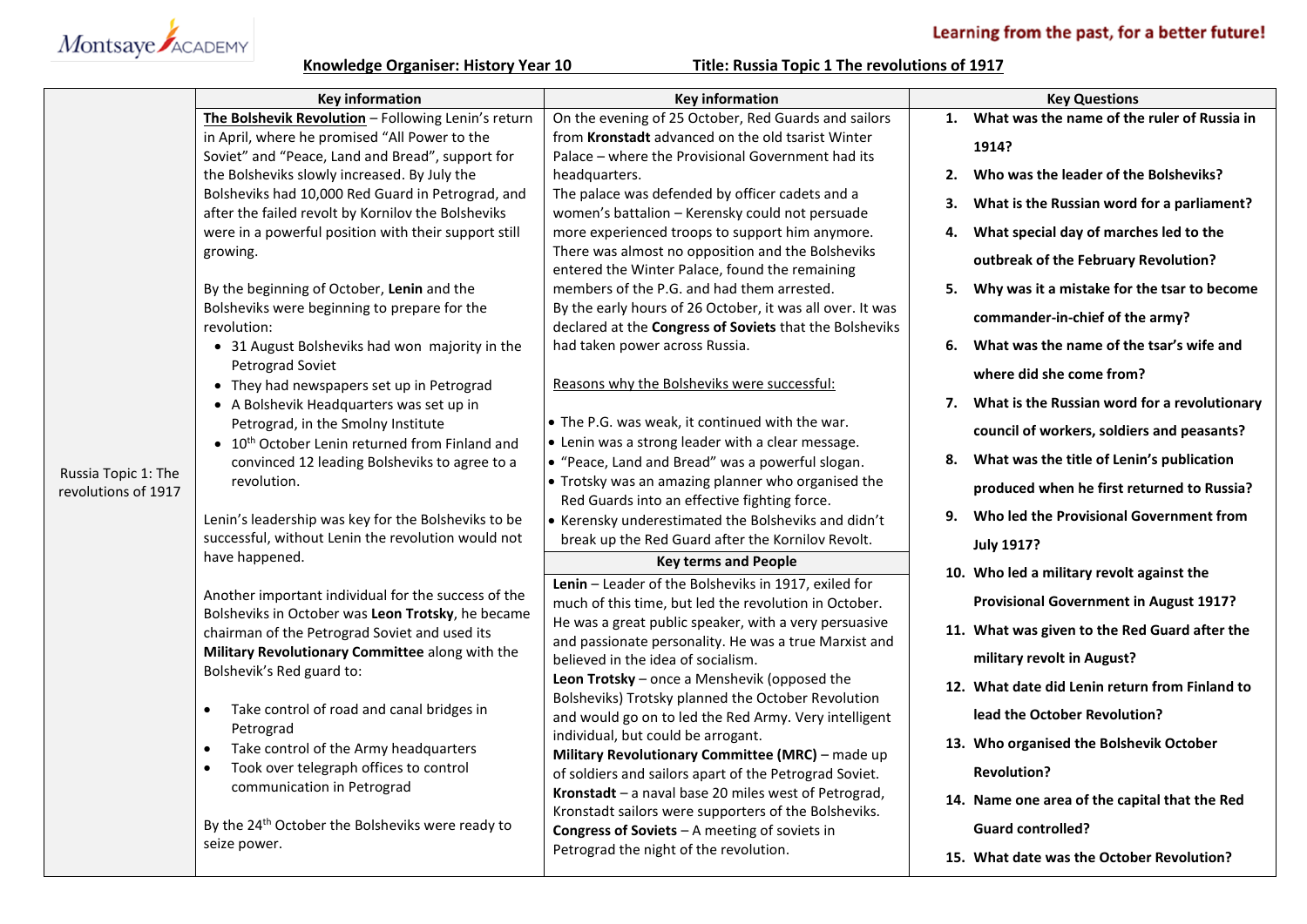Knowledge Organiser: History Year 10 — Title: Russia Topic 1 The revolutions of 1917

Learning from the past, for a better future!

**Russia Topic 1: The revolutions of 1917**

## Key information

**The Bolshevik Revolution** – Following Lenin's return in April, where he promised "All Power to the Soviet" and "Peace, Land and Bread", support for the Bolsheviks slowly increased. By July the Bolsheviks had 10,000 Red Guard in Petrograd, and after the failed revolt by Kornilov the Bolsheviks were in a powerful position with their support still growing.

By the beginning of October, **Lenin** and the Bolsheviks were beginning to prepare for the revolution:

- 31 August Bolsheviks had won majority in the Petrograd Soviet
- They had newspapers set up in Petrograd
- A Bolshevik Headquarters was set up in Petrograd, in the Smolny Institute
- 10th October Lenin returned from Finland and convinced 12 leading Bolsheviks to agree to a revolution.

Lenin's leadership was key for the Bolsheviks to be successful, without Lenin the revolution would not have happened.

Another important individual for the success of the Bolsheviks in October was **Leon Trotsky**, he became chairman of the Petrograd Soviet and used its **Military Revolutionary Committee** along with the Bolshevik's Red guard to:

- Take control of road and canal bridges in Petrograd
- Take control of the Army headquarters
- Took over telegraph offices to control communication in Petrograd

By the 24th October the Bolsheviks were ready to seize power.

## Key information

On the evening of 25 October, Red Guards and sailors from **Kronstadt** advanced on the old tsarist Winter Palace – where the Provisional Government had its headquarters.

The palace was defended by officer cadets and a women's battalion – Kerensky could not persuade more experienced troops to support him anymore.

There was almost no opposition and the Bolsheviks entered the Winter Palace, found the remaining members of the P.G. and had them arrested.

By the early hours of 26 October, it was all over. It was declared at the **Congress of Soviets** that the Bolsheviks had taken power across Russia.

Reasons why the Bolsheviks were successful:

- The P.G. was weak, it continued with the war.
- Lenin was a strong leader with a clear message.
- "Peace, Land and Bread" was a powerful slogan.
- Trotsky was an amazing planner who organised the Red Guards into an effective fighting force.
- Kerensky underestimated the Bolsheviks and didn't break up the Red Guard after the Kornilov Revolt.

## Key terms and People

**Lenin** – Leader of the Bolsheviks in 1917, exiled for much of this time, but led the revolution in October. He was a great public speaker, with a very persuasive and passionate personality. He was a true Marxist and believed in the idea of socialism.

**Leon Trotsky** – once a Menshevik (opposed the Bolsheviks) Trotsky planned the October Revolution and would go on to led the Red Army. Very intelligent individual, but could be arrogant.

**Military Revolutionary Committee (MRC)** – made up of soldiers and sailors apart of the Petrograd Soviet.

**Kronstadt** – a naval base 20 miles west of Petrograd, Kronstadt sailors were supporters of the Bolsheviks.

**Congress of Soviets** – A meeting of soviets in Petrograd the night of the revolution.

## Key Questions

1. **What was the name of the ruler of Russia in 1914?**
2. **Who was the leader of the Bolsheviks?**
3. **What is the Russian word for a parliament?**
4. **What special day of marches led to the outbreak of the February Revolution?**
5. **Why was it a mistake for the tsar to become commander-in-chief of the army?**
6. **What was the name of the tsar's wife and where did she come from?**
7. **What is the Russian word for a revolutionary council of workers, soldiers and peasants?**
8. **What was the title of Lenin's publication produced when he first returned to Russia?**
9. **Who led the Provisional Government from July 1917?**
10. **Who led a military revolt against the Provisional Government in August 1917?**
11. **What was given to the Red Guard after the military revolt in August?**
12. **What date did Lenin return from Finland to lead the October Revolution?**
13. **Who organised the Bolshevik October Revolution?**
14. **Name one area of the capital that the Red Guard controlled?**
15. **What date was the October Revolution?**